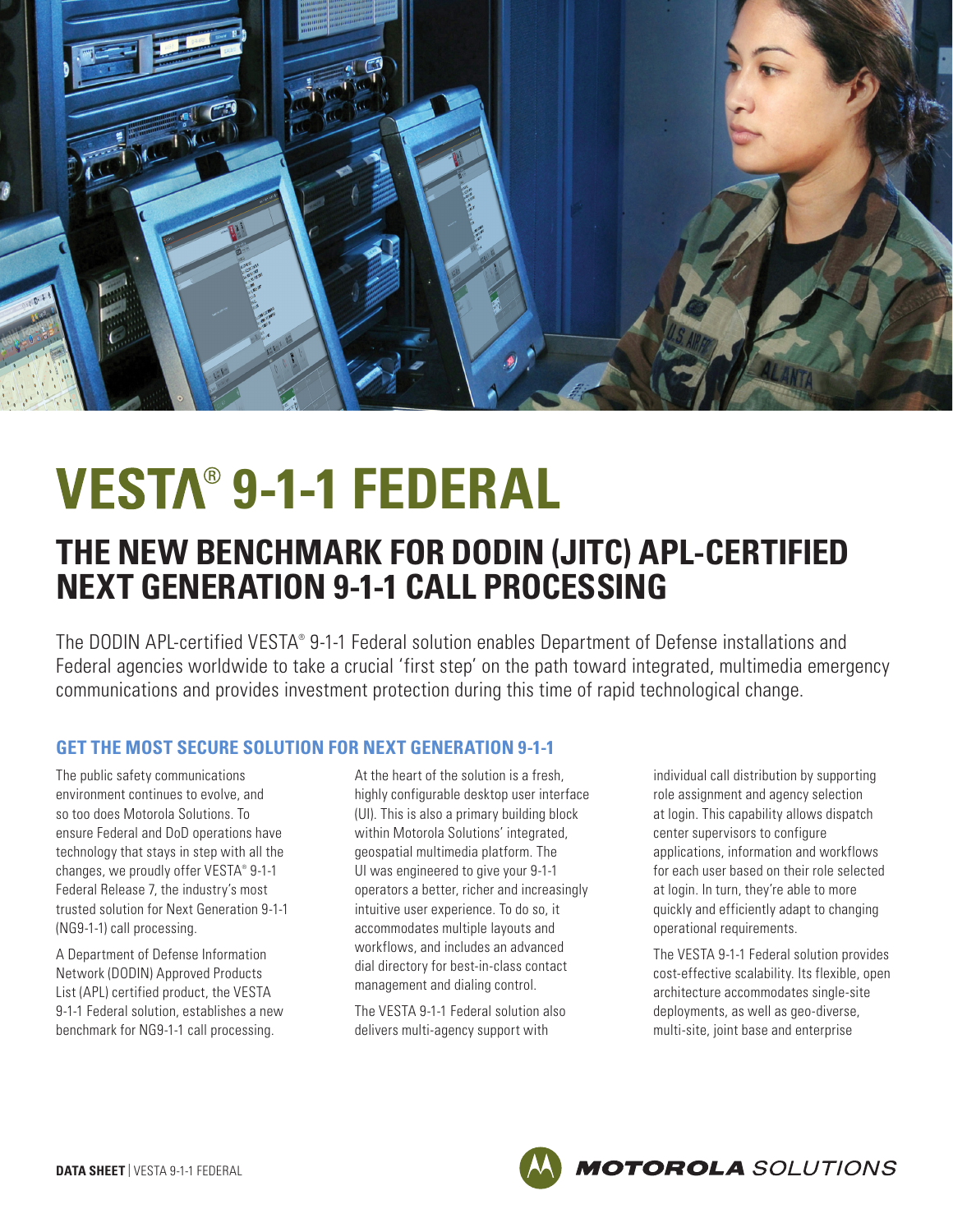# VESTA® 9-1-1 FEDERAL

## THE NEW BENCHMARK FOR DODIN (JITC) APL-CERTIFIED NEXT GENERATION 9-1-1 CALL PROCESSING

The DODIN APL-certified VESTA® 9-1-1 Federal solution enables Department of Defense installations and Federal agencies worldwide to take a crucial 'first step' on the path toward integrated, multimedia emergency communications and provides investment protection during this time of rapid technological change.

### GET THE MOST SECURE SOLUTION FOR NEXT GENERATION 9-1-1

The public safety communications environment continues to evolve, and so too does Motorola Solutions. To ensure Federal and DoD operations have technology that stays in step with all the changes, we proudly offer VESTA® 9-1-1 Federal Release 7, the industry's most trusted solution for Next Generation 9-1-1 (NG9-1-1) call processing.

A Department of Defense Information Network (DODIN) Approved Products List (APL) certified product, the VESTA 9-1-1 Federal solution, establishes a new benchmark for NG9-1-1 call processing.

At the heart of the solution is a fresh, highly configurable desktop user interface (UI). This is also a primary building block within Motorola Solutions' integrated, geospatial multimedia platform. The UI was engineered to give your 9-1-1 operators a better, richer and increasingly intuitive user experience. To do so, it accommodates multiple layouts and workflows, and includes an advanced dial directory for best-in-class contact management and dialing control.

The VESTA 9-1-1 Federal solution also delivers multi-agency support with individual call distribution by supporting role assignment and agency selection at login. This capability allows dispatch center supervisors to configure applications, information and workflows for each user based on their role selected at login. In turn, they're able to more quickly and efficiently adapt to changing operational requirements.

The VESTA 9-1-1 Federal solution provides cost-effective scalability. Its flexible, open architecture accommodates single-site deployments, as well as geo-diverse, multi-site, joint base and enterprise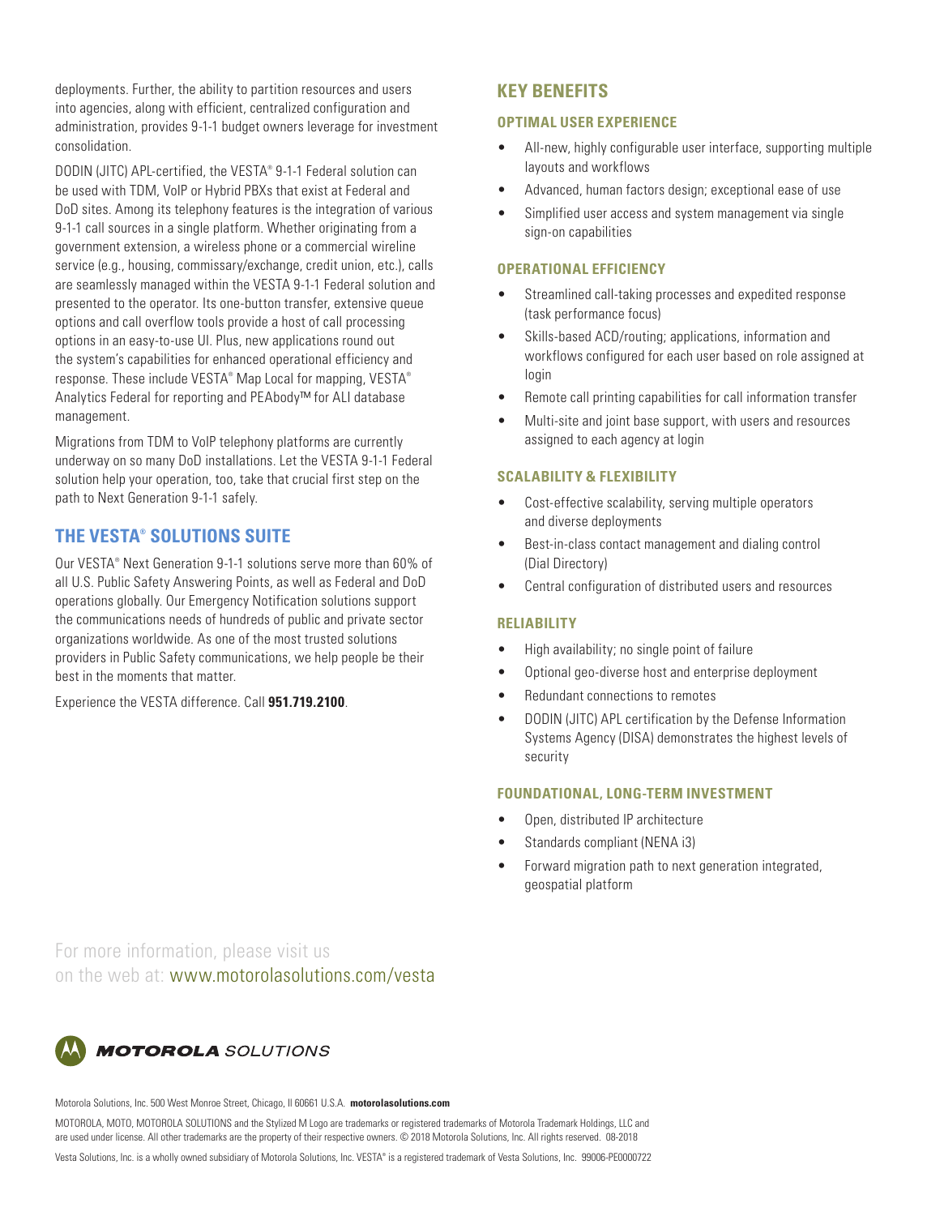deployments. Further, the ability to partition resources and users into agencies, along with efficient, centralized configuration and administration, provides 9-1-1 budget owners leverage for investment consolidation.

DODIN (JITC) APL-certified, the VESTA® 9-1-1 Federal solution can be used with TDM, VoIP or Hybrid PBXs that exist at Federal and DoD sites. Among its telephony features is the integration of various 9-1-1 call sources in a single platform. Whether originating from a government extension, a wireless phone or a commercial wireline service (e.g., housing, commissary/exchange, credit union, etc.), calls are seamlessly managed within the VESTA 9-1-1 Federal solution and presented to the operator. Its one-button transfer, extensive queue options and call overflow tools provide a host of call processing options in an easy-to-use UI. Plus, new applications round out the system's capabilities for enhanced operational efficiency and response. These include VESTA® Map Local for mapping, VESTA® Analytics Federal for reporting and PEAbody™ for ALI database management.

Migrations from TDM to VoIP telephony platforms are currently underway on so many DoD installations. Let the VESTA 9-1-1 Federal solution help your operation, too, take that crucial first step on the path to Next Generation 9-1-1 safely.

## THE VESTA® SOLUTIONS SUITE

Our VESTA® Next Generation 9-1-1 solutions serve more than 60% of all U.S. Public Safety Answering Points, as well as Federal and DoD operations globally. Our Emergency Notification solutions support the communications needs of hundreds of public and private sector organizations worldwide. As one of the most trusted solutions providers in Public Safety communications, we help people be their best in the moments that matter.

Experience the VESTA difference. Call **951.719.2100**.

## KEY BENEFITS

### OPTIMAL USER EXPERIENCE

- All-new, highly configurable user interface, supporting multiple layouts and workflows
- Advanced, human factors design; exceptional ease of use
- Simplified user access and system management via single sign-on capabilities

### OPERATIONAL EFFICIENCY

- Streamlined call-taking processes and expedited response (task performance focus)
- Skills-based ACD/routing; applications, information and workflows configured for each user based on role assigned at login
- Remote call printing capabilities for call information transfer
- Multi-site and joint base support, with users and resources assigned to each agency at login

### SCALABILITY & FLEXIBILITY

- Cost-effective scalability, serving multiple operators and diverse deployments
- Best-in-class contact management and dialing control (Dial Directory)
- Central configuration of distributed users and resources

### RELIABILITY

- High availability; no single point of failure
- Optional geo-diverse host and enterprise deployment
- Redundant connections to remotes
- DODIN (JITC) APL certification by the Defense Information Systems Agency (DISA) demonstrates the highest levels of security

### FOUNDATIONAL, LONG-TERM INVESTMENT

- Open, distributed IP architecture
- Standards compliant (NENA i3)
- Forward migration path to next generation integrated, geospatial platform

For more information, please visit us on the web at: www.motorolasolutions.com/vesta

**MOTOROLA** SOLUTIONS

Motorola Solutions, Inc. 500 West Monroe Street, Chicago, Il 60661 U.S.A. **motorolasolutions.com**

MOTOROLA, MOTO, MOTOROLA SOLUTIONS and the Stylized M Logo are trademarks or registered trademarks of Motorola Trademark Holdings, LLC and are used under license. All other trademarks are the property of their respective owners. © 2018 Motorola Solutions, Inc. All rights reserved. 08-2018

Vesta Solutions, Inc. is a wholly owned subsidiary of Motorola Solutions, Inc. VESTA® is a registered trademark of Vesta Solutions, Inc. 99006-PE0000722